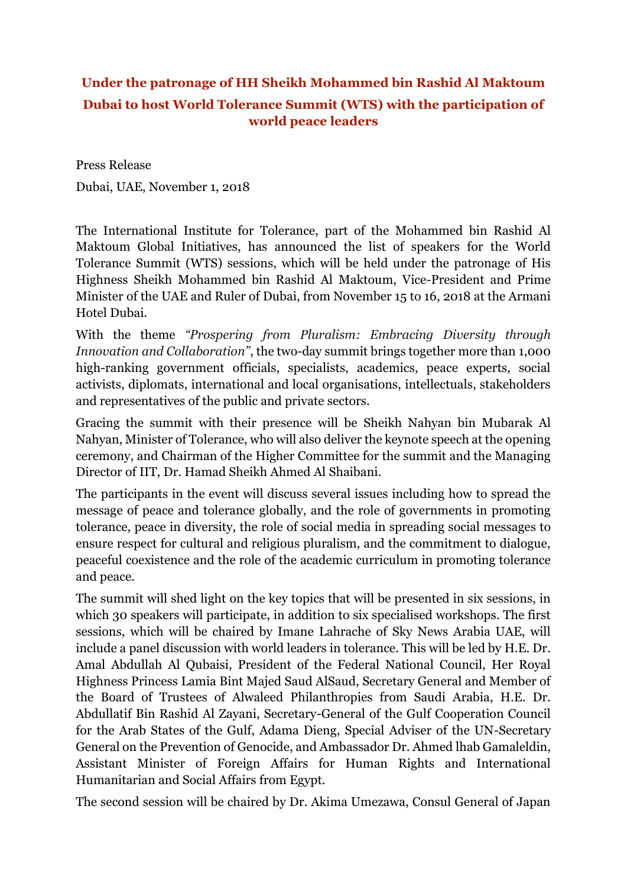**Under the patronage of HH Sheikh Mohammed bin Rashid Al Maktoum**

**Dubai to host World Tolerance Summit (WTS) with the participation of world peace leaders**

Press Release

Dubai, UAE, November 1, 2018

The International Institute for Tolerance, part of the Mohammed bin Rashid Al Maktoum Global Initiatives, has announced the list of speakers for the World Tolerance Summit (WTS) sessions, which will be held under the patronage of His Highness Sheikh Mohammed bin Rashid Al Maktoum, Vice-President and Prime Minister of the UAE and Ruler of Dubai, from November 15 to 16, 2018 at the Armani Hotel Dubai.

With the theme *"Prospering from Pluralism: Embracing Diversity through Innovation and Collaboration"*, the two-day summit brings together more than 1,000 high-ranking government officials, specialists, academics, peace experts, social activists, diplomats, international and local organisations, intellectuals, stakeholders and representatives of the public and private sectors.

Gracing the summit with their presence will be Sheikh Nahyan bin Mubarak Al Nahyan, Minister of Tolerance, who will also deliver the keynote speech at the opening ceremony, and Chairman of the Higher Committee for the summit and the Managing Director of IIT, Dr. Hamad Sheikh Ahmed Al Shaibani.

The participants in the event will discuss several issues including how to spread the message of peace and tolerance globally, and the role of governments in promoting tolerance, peace in diversity, the role of social media in spreading social messages to ensure respect for cultural and religious pluralism, and the commitment to dialogue, peaceful coexistence and the role of the academic curriculum in promoting tolerance and peace.

The summit will shed light on the key topics that will be presented in six sessions, in which 30 speakers will participate, in addition to six specialised workshops. The first sessions, which will be chaired by Imane Lahrache of Sky News Arabia UAE, will include a panel discussion with world leaders in tolerance. This will be led by H.E. Dr. Amal Abdullah Al Qubaisi, President of the Federal National Council, Her Royal Highness Princess Lamia Bint Majed Saud AlSaud, Secretary General and Member of the Board of Trustees of Alwaleed Philanthropies from Saudi Arabia, H.E. Dr. Abdullatif Bin Rashid Al Zayani, Secretary-General of the Gulf Cooperation Council for the Arab States of the Gulf, Adama Dieng, Special Adviser of the UN-Secretary General on the Prevention of Genocide, and Ambassador Dr. Ahmed lhab Gamaleldin, Assistant Minister of Foreign Affairs for Human Rights and International Humanitarian and Social Affairs from Egypt.

The second session will be chaired by Dr. Akima Umezawa, Consul General of Japan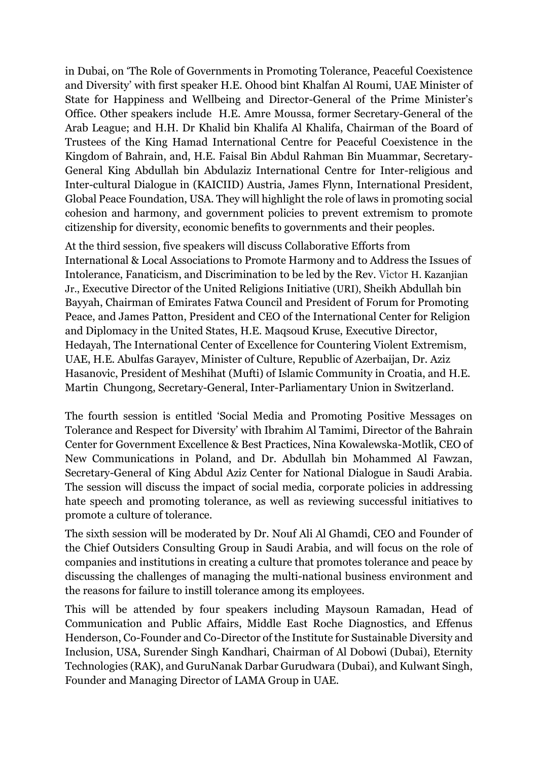in Dubai, on 'The Role of Governments in Promoting Tolerance, Peaceful Coexistence and Diversity' with first speaker H.E. Ohood bint Khalfan Al Roumi, UAE Minister of State for Happiness and Wellbeing and Director-General of the Prime Minister's Office. Other speakers include H.E. Amre Moussa, former Secretary-General of the Arab League; and H.H. Dr Khalid bin Khalifa Al Khalifa, Chairman of the Board of Trustees of the King Hamad International Centre for Peaceful Coexistence in the Kingdom of Bahrain, and, H.E. Faisal Bin Abdul Rahman Bin Muammar, Secretary-General King Abdullah bin Abdulaziz International Centre for Inter-religious and Inter-cultural Dialogue in (KAICIID) Austria, James Flynn, International President, Global Peace Foundation, USA. They will highlight the role of laws in promoting social cohesion and harmony, and government policies to prevent extremism to promote citizenship for diversity, economic benefits to governments and their peoples.

At the third session, five speakers will discuss Collaborative Efforts from International & Local Associations to Promote Harmony and to Address the Issues of Intolerance, Fanaticism, and Discrimination to be led by the Rev. Victor H. Kazanjian Jr., Executive Director of the United Religions Initiative (URI), Sheikh Abdullah bin Bayyah, Chairman of Emirates Fatwa Council and President of Forum for Promoting Peace, and James Patton, President and CEO of the International Center for Religion and Diplomacy in the United States, H.E. Maqsoud Kruse, Executive Director, Hedayah, The International Center of Excellence for Countering Violent Extremism, UAE, H.E. Abulfas Garayev, Minister of Culture, Republic of Azerbaijan, Dr. Aziz Hasanovic, President of Meshihat (Mufti) of Islamic Community in Croatia, and H.E. Martin Chungong, Secretary-General, Inter-Parliamentary Union in Switzerland.

The fourth session is entitled 'Social Media and Promoting Positive Messages on Tolerance and Respect for Diversity' with Ibrahim Al Tamimi, Director of the Bahrain Center for Government Excellence & Best Practices, Nina Kowalewska-Motlik, CEO of New Communications in Poland, and Dr. Abdullah bin Mohammed Al Fawzan, Secretary-General of King Abdul Aziz Center for National Dialogue in Saudi Arabia. The session will discuss the impact of social media, corporate policies in addressing hate speech and promoting tolerance, as well as reviewing successful initiatives to promote a culture of tolerance.

The sixth session will be moderated by Dr. Nouf Ali Al Ghamdi, CEO and Founder of the Chief Outsiders Consulting Group in Saudi Arabia, and will focus on the role of companies and institutions in creating a culture that promotes tolerance and peace by discussing the challenges of managing the multi-national business environment and the reasons for failure to instill tolerance among its employees.

This will be attended by four speakers including Maysoun Ramadan, Head of Communication and Public Affairs, Middle East Roche Diagnostics, and Effenus Henderson, Co-Founder and Co-Director of the Institute for Sustainable Diversity and Inclusion, USA, Surender Singh Kandhari, Chairman of Al Dobowi (Dubai), Eternity Technologies (RAK), and GuruNanak Darbar Gurudwara (Dubai), and Kulwant Singh, Founder and Managing Director of LAMA Group in UAE.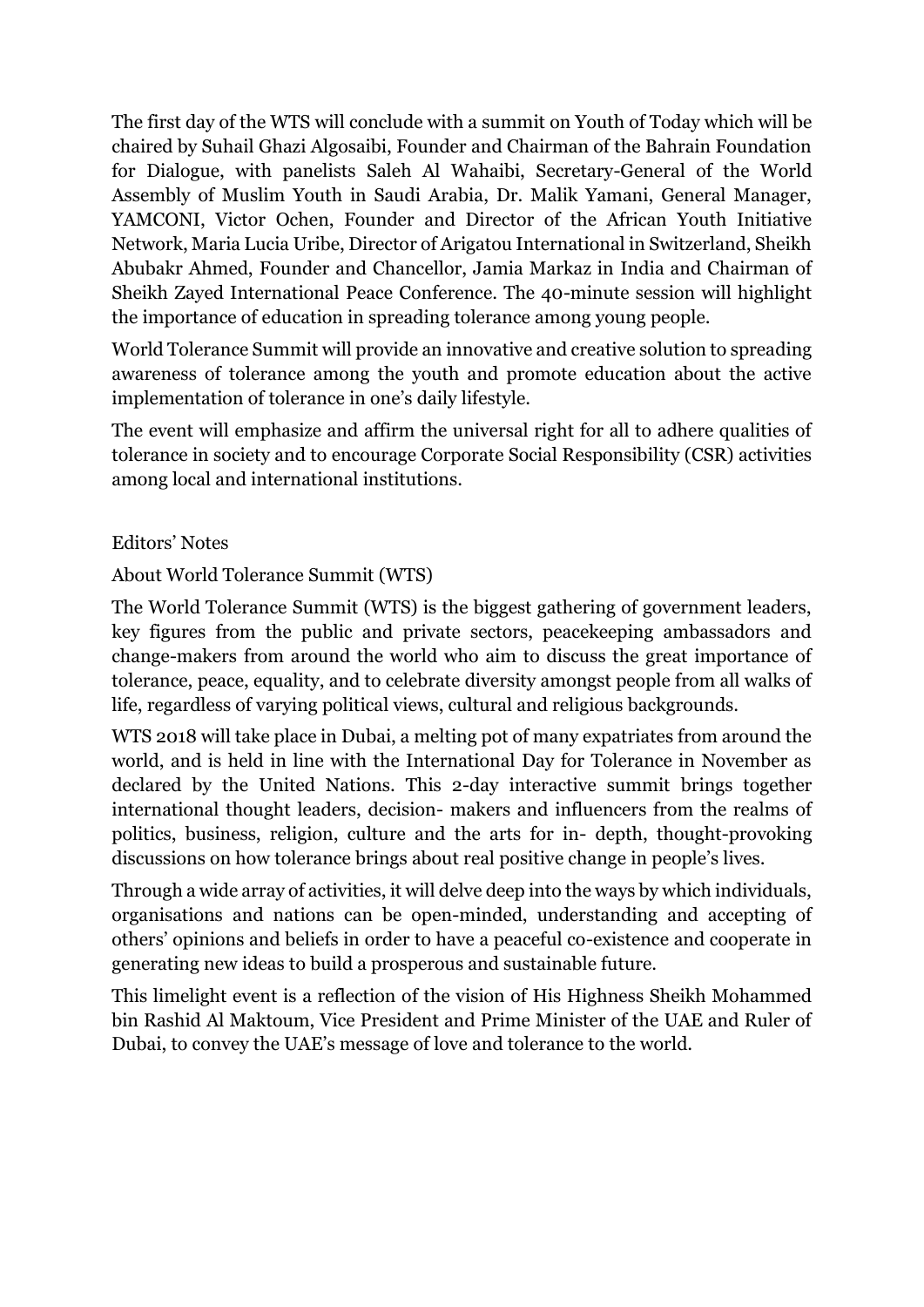The first day of the WTS will conclude with a summit on Youth of Today which will be chaired by Suhail Ghazi Algosaibi, Founder and Chairman of the Bahrain Foundation for Dialogue, with panelists Saleh Al Wahaibi, Secretary-General of the World Assembly of Muslim Youth in Saudi Arabia, Dr. Malik Yamani, General Manager, YAMCONI, Victor Ochen, Founder and Director of the African Youth Initiative Network, Maria Lucia Uribe, Director of Arigatou International in Switzerland, Sheikh Abubakr Ahmed, Founder and Chancellor, Jamia Markaz in India and Chairman of Sheikh Zayed International Peace Conference. The 40-minute session will highlight the importance of education in spreading tolerance among young people.

World Tolerance Summit will provide an innovative and creative solution to spreading awareness of tolerance among the youth and promote education about the active implementation of tolerance in one's daily lifestyle.

The event will emphasize and affirm the universal right for all to adhere qualities of tolerance in society and to encourage Corporate Social Responsibility (CSR) activities among local and international institutions.

Editors' Notes

About World Tolerance Summit (WTS)

The World Tolerance Summit (WTS) is the biggest gathering of government leaders, key figures from the public and private sectors, peacekeeping ambassadors and change-makers from around the world who aim to discuss the great importance of tolerance, peace, equality, and to celebrate diversity amongst people from all walks of life, regardless of varying political views, cultural and religious backgrounds.

WTS 2018 will take place in Dubai, a melting pot of many expatriates from around the world, and is held in line with the International Day for Tolerance in November as declared by the United Nations. This 2-day interactive summit brings together international thought leaders, decision- makers and influencers from the realms of politics, business, religion, culture and the arts for in- depth, thought-provoking discussions on how tolerance brings about real positive change in people's lives.

Through a wide array of activities, it will delve deep into the ways by which individuals, organisations and nations can be open-minded, understanding and accepting of others' opinions and beliefs in order to have a peaceful co-existence and cooperate in generating new ideas to build a prosperous and sustainable future.

This limelight event is a reflection of the vision of His Highness Sheikh Mohammed bin Rashid Al Maktoum, Vice President and Prime Minister of the UAE and Ruler of Dubai, to convey the UAE's message of love and tolerance to the world.